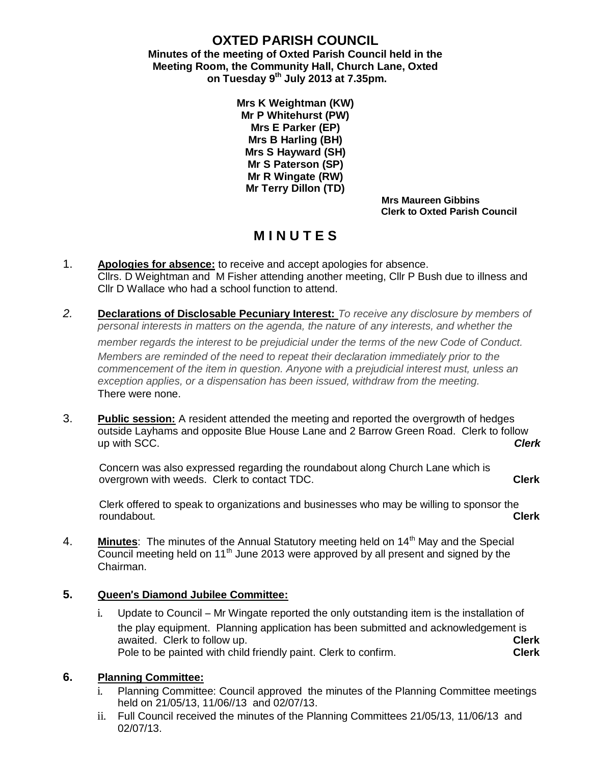# OXTED PARISH COUNCIL

**Minutes of the meeting of Oxted Parish Council held in the Meeting Room, the Community Hall, Church Lane, Oxted on Tuesday 9th July 2013 at 7.35pm.**

**Mrs K Weightman (KW)**
**Mr P Whitehurst (PW)**
**Mrs E Parker (EP)**
**Mrs B Harling (BH)**
**Mrs S Hayward (SH)**
**Mr S Paterson (SP)**
**Mr R Wingate (RW)**
**Mr Terry Dillon (TD)**

**Mrs Maureen Gibbins**
**Clerk to Oxted Parish Council**

## M I N U T E S

1. **Apologies for absence:** to receive and accept apologies for absence.
   Cllrs. D Weightman and M Fisher attending another meeting, Cllr P Bush due to illness and Cllr D Wallace who had a school function to attend.

2. **Declarations of Disclosable Pecuniary Interest:** *To receive any disclosure by members of personal interests in matters on the agenda, the nature of any interests, and whether the member regards the interest to be prejudicial under the terms of the new Code of Conduct. Members are reminded of the need to repeat their declaration immediately prior to the commencement of the item in question. Anyone with a prejudicial interest must, unless an exception applies, or a dispensation has been issued, withdraw from the meeting.*
   There were none.

3. **Public session:** A resident attended the meeting and reported the overgrowth of hedges outside Layhams and opposite Blue House Lane and 2 Barrow Green Road. Clerk to follow up with SCC. ***Clerk***

   Concern was also expressed regarding the roundabout along Church Lane which is overgrown with weeds. Clerk to contact TDC. **Clerk**

   Clerk offered to speak to organizations and businesses who may be willing to sponsor the roundabout. **Clerk**

4. **Minutes**: The minutes of the Annual Statutory meeting held on 14th May and the Special Council meeting held on 11th June 2013 were approved by all present and signed by the Chairman.

5. **Queen's Diamond Jubilee Committee:**

   i. Update to Council – Mr Wingate reported the only outstanding item is the installation of the play equipment. Planning application has been submitted and acknowledgement is awaited. Clerk to follow up. **Clerk**
   Pole to be painted with child friendly paint. Clerk to confirm. **Clerk**

6. **Planning Committee:**
   i. Planning Committee: Council approved the minutes of the Planning Committee meetings held on 21/05/13, 11/06//13 and 02/07/13.
   ii. Full Council received the minutes of the Planning Committees 21/05/13, 11/06/13 and 02/07/13.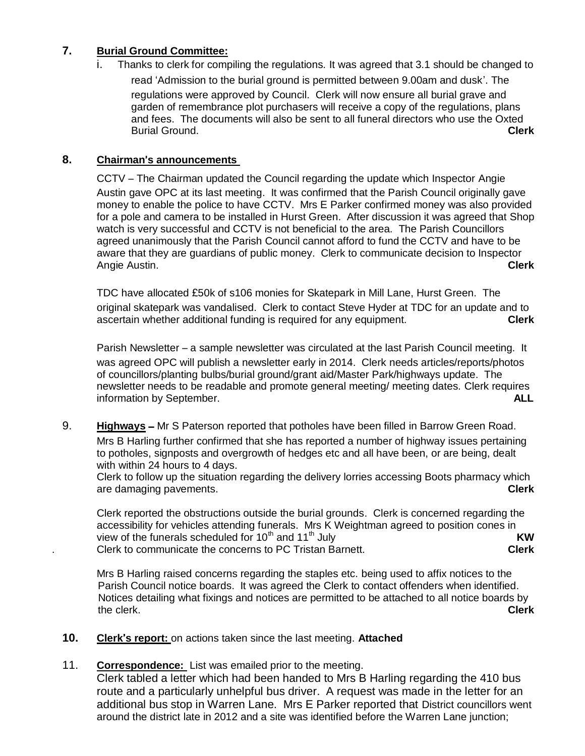**7. Burial Ground Committee:**

i. Thanks to clerk for compiling the regulations. It was agreed that 3.1 should be changed to read 'Admission to the burial ground is permitted between 9.00am and dusk'. The regulations were approved by Council. Clerk will now ensure all burial grave and garden of remembrance plot purchasers will receive a copy of the regulations, plans and fees. The documents will also be sent to all funeral directors who use the Oxted Burial Ground. **Clerk**

**8. Chairman's announcements**

CCTV – The Chairman updated the Council regarding the update which Inspector Angie Austin gave OPC at its last meeting. It was confirmed that the Parish Council originally gave money to enable the police to have CCTV. Mrs E Parker confirmed money was also provided for a pole and camera to be installed in Hurst Green. After discussion it was agreed that Shop watch is very successful and CCTV is not beneficial to the area. The Parish Councillors agreed unanimously that the Parish Council cannot afford to fund the CCTV and have to be aware that they are guardians of public money. Clerk to communicate decision to Inspector Angie Austin. **Clerk**

TDC have allocated £50k of s106 monies for Skatepark in Mill Lane, Hurst Green. The original skatepark was vandalised. Clerk to contact Steve Hyder at TDC for an update and to ascertain whether additional funding is required for any equipment. **Clerk**

Parish Newsletter – a sample newsletter was circulated at the last Parish Council meeting. It was agreed OPC will publish a newsletter early in 2014. Clerk needs articles/reports/photos of councillors/planting bulbs/burial ground/grant aid/Master Park/highways update. The newsletter needs to be readable and promote general meeting/ meeting dates. Clerk requires information by September. **ALL**

9. **Highways** – Mr S Paterson reported that potholes have been filled in Barrow Green Road. Mrs B Harling further confirmed that she has reported a number of highway issues pertaining to potholes, signposts and overgrowth of hedges etc and all have been, or are being, dealt with within 24 hours to 4 days.
Clerk to follow up the situation regarding the delivery lorries accessing Boots pharmacy which are damaging pavements. **Clerk**

Clerk reported the obstructions outside the burial grounds. Clerk is concerned regarding the accessibility for vehicles attending funerals. Mrs K Weightman agreed to position cones in view of the funerals scheduled for 10th and 11th July **KW**
. Clerk to communicate the concerns to PC Tristan Barnett. **Clerk**

Mrs B Harling raised concerns regarding the staples etc. being used to affix notices to the Parish Council notice boards. It was agreed the Clerk to contact offenders when identified. Notices detailing what fixings and notices are permitted to be attached to all notice boards by the clerk. **Clerk**

**10. Clerk's report:** on actions taken since the last meeting. **Attached**

11. **Correspondence:** List was emailed prior to the meeting.
Clerk tabled a letter which had been handed to Mrs B Harling regarding the 410 bus route and a particularly unhelpful bus driver. A request was made in the letter for an additional bus stop in Warren Lane. Mrs E Parker reported that District councillors went around the district late in 2012 and a site was identified before the Warren Lane junction;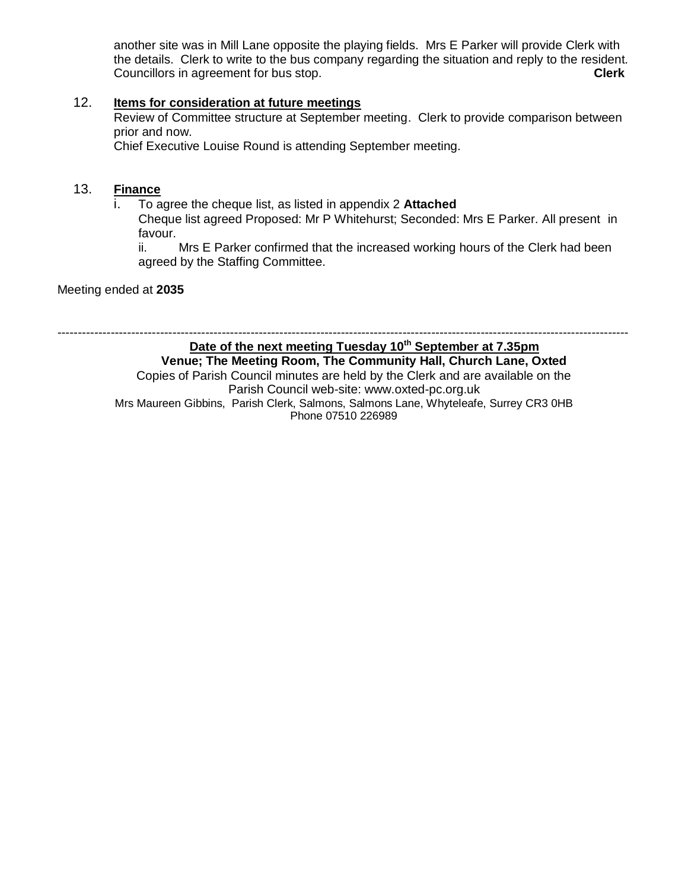another site was in Mill Lane opposite the playing fields. Mrs E Parker will provide Clerk with the details. Clerk to write to the bus company regarding the situation and reply to the resident. Councillors in agreement for bus stop. **Clerk**

12. **Items for consideration at future meetings**

Review of Committee structure at September meeting. Clerk to provide comparison between prior and now.

Chief Executive Louise Round is attending September meeting.

13. **Finance**

i. To agree the cheque list, as listed in appendix 2 **Attached**

Cheque list agreed Proposed: Mr P Whitehurst; Seconded: Mrs E Parker. All present in favour.

ii. Mrs E Parker confirmed that the increased working hours of the Clerk had been agreed by the Staffing Committee.

Meeting ended at **2035**

---

**Date of the next meeting Tuesday 10th September at 7.35pm**

**Venue; The Meeting Room, The Community Hall, Church Lane, Oxted**

Copies of Parish Council minutes are held by the Clerk and are available on the Parish Council web-site: www.oxted-pc.org.uk

Mrs Maureen Gibbins, Parish Clerk, Salmons, Salmons Lane, Whyteleafe, Surrey CR3 0HB

Phone 07510 226989